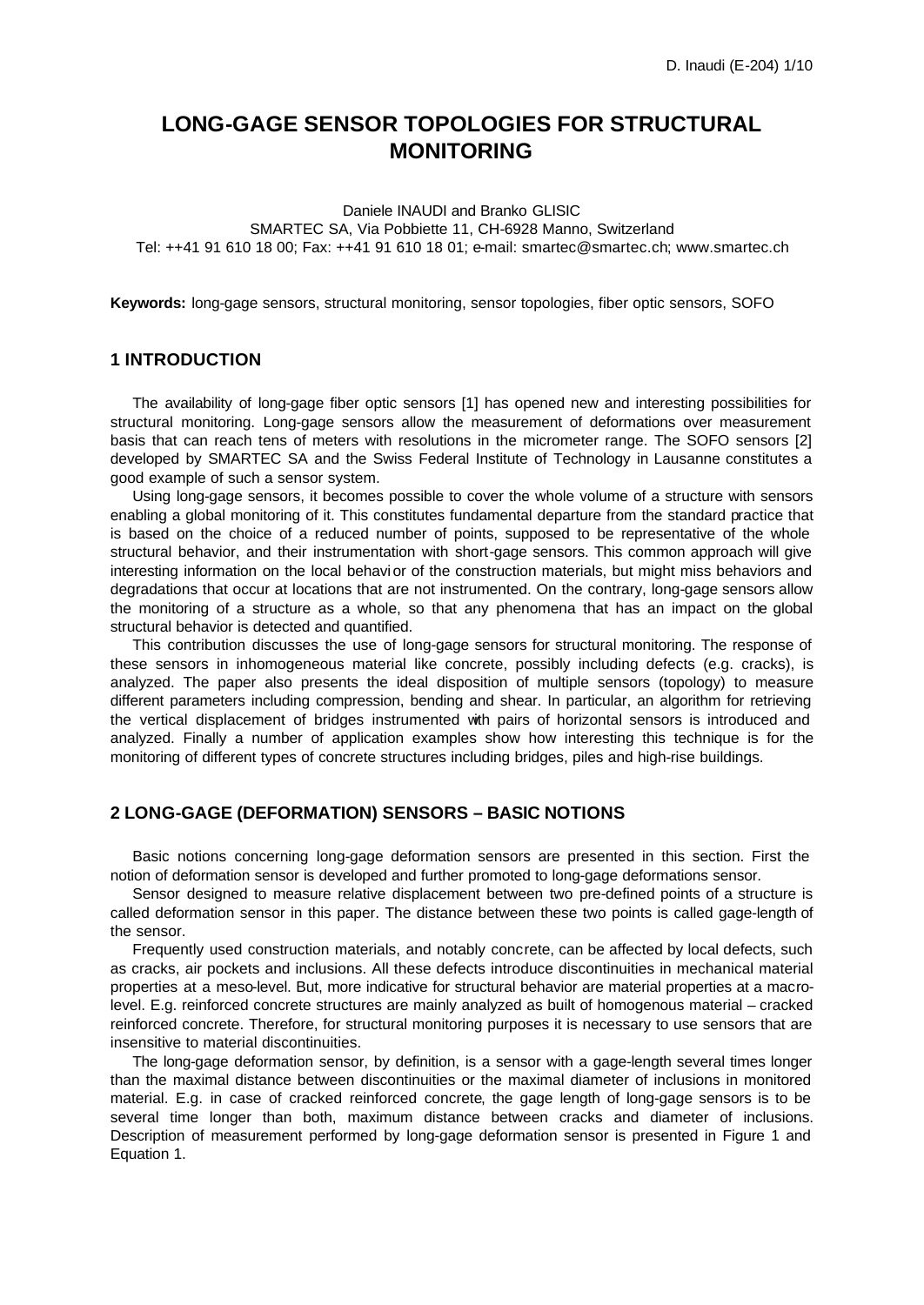# LONG-GAGE SENSOR TOPOLOGIES FOR STRUCTURAL MONITORING

Daniele INAUDI and Branko GLISIC
SMARTEC SA, Via Pobbiette 11, CH-6928 Manno, Switzerland
Tel: ++41 91 610 18 00; Fax: ++41 91 610 18 01; e-mail: smartec@smartec.ch; www.smartec.ch

**Keywords:** long-gage sensors, structural monitoring, sensor topologies, fiber optic sensors, SOFO

## 1 INTRODUCTION

The availability of long-gage fiber optic sensors [1] has opened new and interesting possibilities for structural monitoring. Long-gage sensors allow the measurement of deformations over measurement basis that can reach tens of meters with resolutions in the micrometer range. The SOFO sensors [2] developed by SMARTEC SA and the Swiss Federal Institute of Technology in Lausanne constitutes a good example of such a sensor system.

Using long-gage sensors, it becomes possible to cover the whole volume of a structure with sensors enabling a global monitoring of it. This constitutes fundamental departure from the standard practice that is based on the choice of a reduced number of points, supposed to be representative of the whole structural behavior, and their instrumentation with short-gage sensors. This common approach will give interesting information on the local behavior of the construction materials, but might miss behaviors and degradations that occur at locations that are not instrumented. On the contrary, long-gage sensors allow the monitoring of a structure as a whole, so that any phenomena that has an impact on the global structural behavior is detected and quantified.

This contribution discusses the use of long-gage sensors for structural monitoring. The response of these sensors in inhomogeneous material like concrete, possibly including defects (e.g. cracks), is analyzed. The paper also presents the ideal disposition of multiple sensors (topology) to measure different parameters including compression, bending and shear. In particular, an algorithm for retrieving the vertical displacement of bridges instrumented with pairs of horizontal sensors is introduced and analyzed. Finally a number of application examples show how interesting this technique is for the monitoring of different types of concrete structures including bridges, piles and high-rise buildings.

## 2 LONG-GAGE (DEFORMATION) SENSORS – BASIC NOTIONS

Basic notions concerning long-gage deformation sensors are presented in this section. First the notion of deformation sensor is developed and further promoted to long-gage deformations sensor.

Sensor designed to measure relative displacement between two pre-defined points of a structure is called deformation sensor in this paper. The distance between these two points is called gage-length of the sensor.

Frequently used construction materials, and notably concrete, can be affected by local defects, such as cracks, air pockets and inclusions. All these defects introduce discontinuities in mechanical material properties at a meso-level. But, more indicative for structural behavior are material properties at a macro-level. E.g. reinforced concrete structures are mainly analyzed as built of homogenous material – cracked reinforced concrete. Therefore, for structural monitoring purposes it is necessary to use sensors that are insensitive to material discontinuities.

The long-gage deformation sensor, by definition, is a sensor with a gage-length several times longer than the maximal distance between discontinuities or the maximal diameter of inclusions in monitored material. E.g. in case of cracked reinforced concrete, the gage length of long-gage sensors is to be several time longer than both, maximum distance between cracks and diameter of inclusions. Description of measurement performed by long-gage deformation sensor is presented in Figure 1 and Equation 1.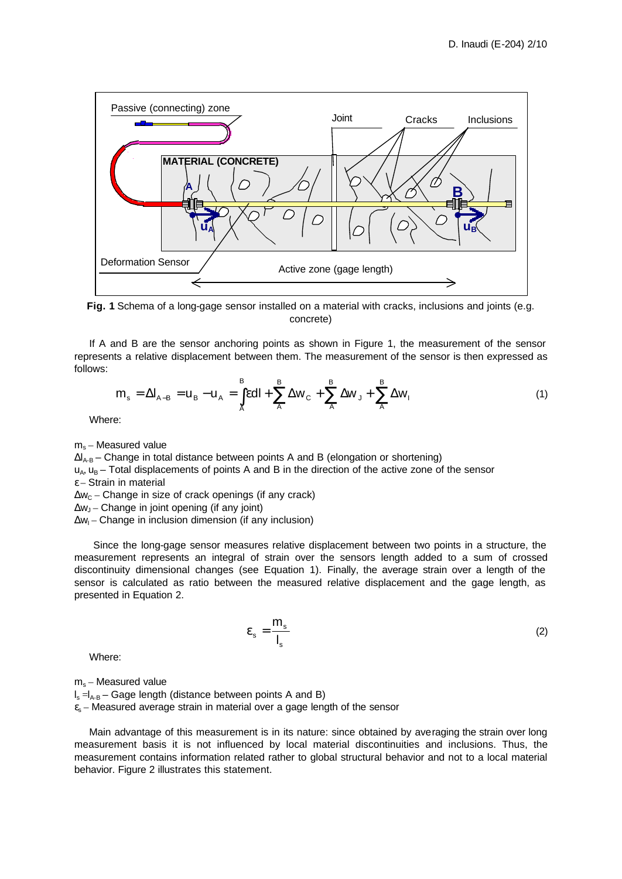**Fig. 1** Schema of a long-gage sensor installed on a material with cracks, inclusions and joints (e.g. concrete)

If A and B are the sensor anchoring points as shown in Figure 1, the measurement of the sensor represents a relative displacement between them. The measurement of the sensor is then expressed as follows:

$$m_s = \Delta l_{A-B} = u_B - u_A = \int_A^B \varepsilon dl + \sum_A^B \Delta w_C + \sum_A^B \Delta w_J + \sum_A^B \Delta w_I \tag{1}$$

Where:

$m_s$ – Measured value
$\Delta l_{A-B}$ – Change in total distance between points A and B (elongation or shortening)
$u_A$, $u_B$ – Total displacements of points A and B in the direction of the active zone of the sensor
$\varepsilon$ – Strain in material
$\Delta w_C$ – Change in size of crack openings (if any crack)
$\Delta w_J$ – Change in joint opening (if any joint)
$\Delta w_I$ – Change in inclusion dimension (if any inclusion)

Since the long-gage sensor measures relative displacement between two points in a structure, the measurement represents an integral of strain over the sensors length added to a sum of crossed discontinuity dimensional changes (see Equation 1). Finally, the average strain over a length of the sensor is calculated as ratio between the measured relative displacement and the gage length, as presented in Equation 2.

$$\varepsilon_s = \frac{m_s}{l_s} \tag{2}$$

Where:

$m_s$ – Measured value
$l_s = l_{A-B}$ – Gage length (distance between points A and B)
$\varepsilon_s$ – Measured average strain in material over a gage length of the sensor

Main advantage of this measurement is in its nature: since obtained by averaging the strain over long measurement basis it is not influenced by local material discontinuities and inclusions. Thus, the measurement contains information related rather to global structural behavior and not to a local material behavior. Figure 2 illustrates this statement.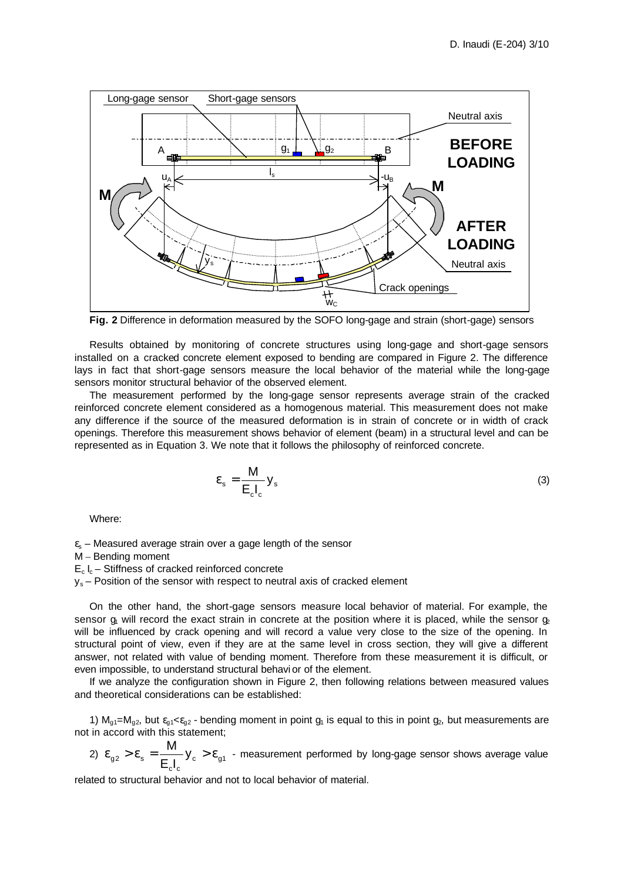**Fig. 2** Difference in deformation measured by the SOFO long-gage and strain (short-gage) sensors

Results obtained by monitoring of concrete structures using long-gage and short-gage sensors installed on a cracked concrete element exposed to bending are compared in Figure 2. The difference lays in fact that short-gage sensors measure the local behavior of the material while the long-gage sensors monitor structural behavior of the observed element.

The measurement performed by the long-gage sensor represents average strain of the cracked reinforced concrete element considered as a homogenous material. This measurement does not make any difference if the source of the measured deformation is in strain of concrete or in width of crack openings. Therefore this measurement shows behavior of element (beam) in a structural level and can be represented as in Equation 3. We note that it follows the philosophy of reinforced concrete.

$$\varepsilon_s = \frac{M}{E_c I_c} y_s \tag{3}$$

Where:

$\varepsilon_s$ – Measured average strain over a gage length of the sensor
M – Bending moment
$E_c I_c$ – Stiffness of cracked reinforced concrete
$y_s$ – Position of the sensor with respect to neutral axis of cracked element

On the other hand, the short-gage sensors measure local behavior of material. For example, the sensor $g_1$ will record the exact strain in concrete at the position where it is placed, while the sensor $g_2$ will be influenced by crack opening and will record a value very close to the size of the opening. In structural point of view, even if they are at the same level in cross section, they will give a different answer, not related with value of bending moment. Therefore from these measurement it is difficult, or even impossible, to understand structural behavi or of the element.

If we analyze the configuration shown in Figure 2, then following relations between measured values and theoretical considerations can be established:

1) $M_{g1}=M_{g2}$, but $\varepsilon_{g1}<\varepsilon_{g2}$ - bending moment in point $g_1$ is equal to this in point $g_2$, but measurements are not in accord with this statement;

2) $\varepsilon_{g2} > \varepsilon_s = \frac{M}{E_c I_c} y_c > \varepsilon_{g1}$ - measurement performed by long-gage sensor shows average value related to structural behavior and not to local behavior of material.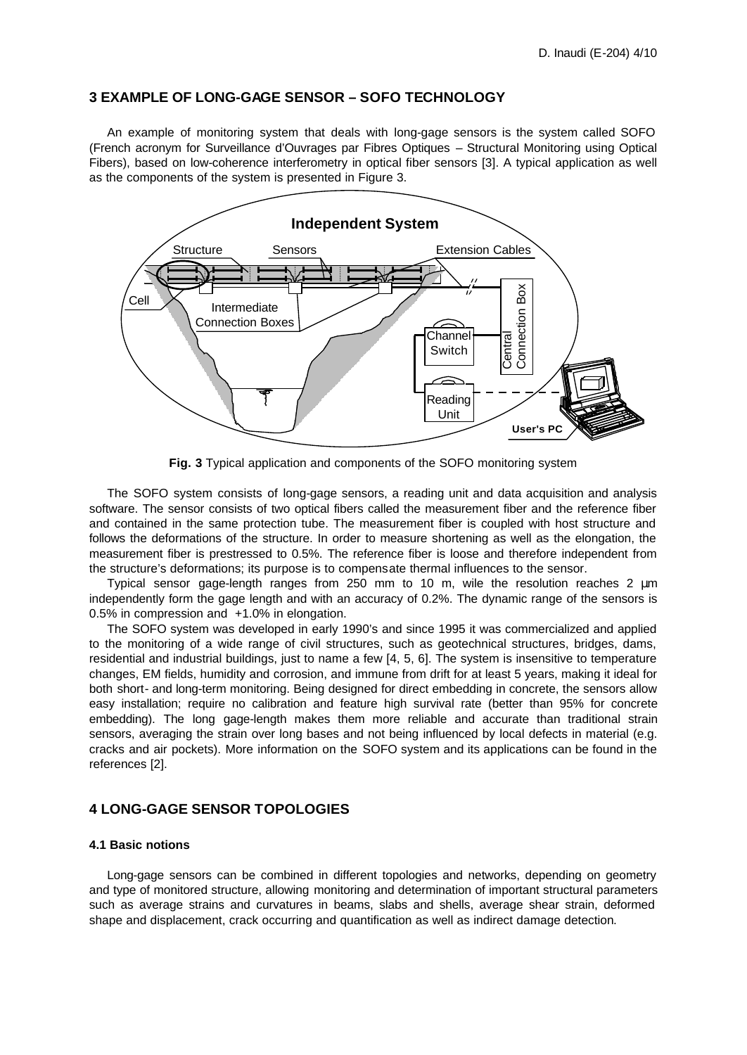## 3 EXAMPLE OF LONG-GAGE SENSOR – SOFO TECHNOLOGY

An example of monitoring system that deals with long-gage sensors is the system called SOFO (French acronym for Surveillance d'Ouvrages par Fibres Optiques – Structural Monitoring using Optical Fibers), based on low-coherence interferometry in optical fiber sensors [3]. A typical application as well as the components of the system is presented in Figure 3.

**Fig. 3** Typical application and components of the SOFO monitoring system

The SOFO system consists of long-gage sensors, a reading unit and data acquisition and analysis software. The sensor consists of two optical fibers called the measurement fiber and the reference fiber and contained in the same protection tube. The measurement fiber is coupled with host structure and follows the deformations of the structure. In order to measure shortening as well as the elongation, the measurement fiber is prestressed to 0.5%. The reference fiber is loose and therefore independent from the structure's deformations; its purpose is to compensate thermal influences to the sensor.

Typical sensor gage-length ranges from 250 mm to 10 m, wile the resolution reaches 2 μm independently form the gage length and with an accuracy of 0.2%. The dynamic range of the sensors is 0.5% in compression and +1.0% in elongation.

The SOFO system was developed in early 1990's and since 1995 it was commercialized and applied to the monitoring of a wide range of civil structures, such as geotechnical structures, bridges, dams, residential and industrial buildings, just to name a few [4, 5, 6]. The system is insensitive to temperature changes, EM fields, humidity and corrosion, and immune from drift for at least 5 years, making it ideal for both short- and long-term monitoring. Being designed for direct embedding in concrete, the sensors allow easy installation; require no calibration and feature high survival rate (better than 95% for concrete embedding). The long gage-length makes them more reliable and accurate than traditional strain sensors, averaging the strain over long bases and not being influenced by local defects in material (e.g. cracks and air pockets). More information on the SOFO system and its applications can be found in the references [2].

## 4 LONG-GAGE SENSOR TOPOLOGIES

### 4.1 Basic notions

Long-gage sensors can be combined in different topologies and networks, depending on geometry and type of monitored structure, allowing monitoring and determination of important structural parameters such as average strains and curvatures in beams, slabs and shells, average shear strain, deformed shape and displacement, crack occurring and quantification as well as indirect damage detection.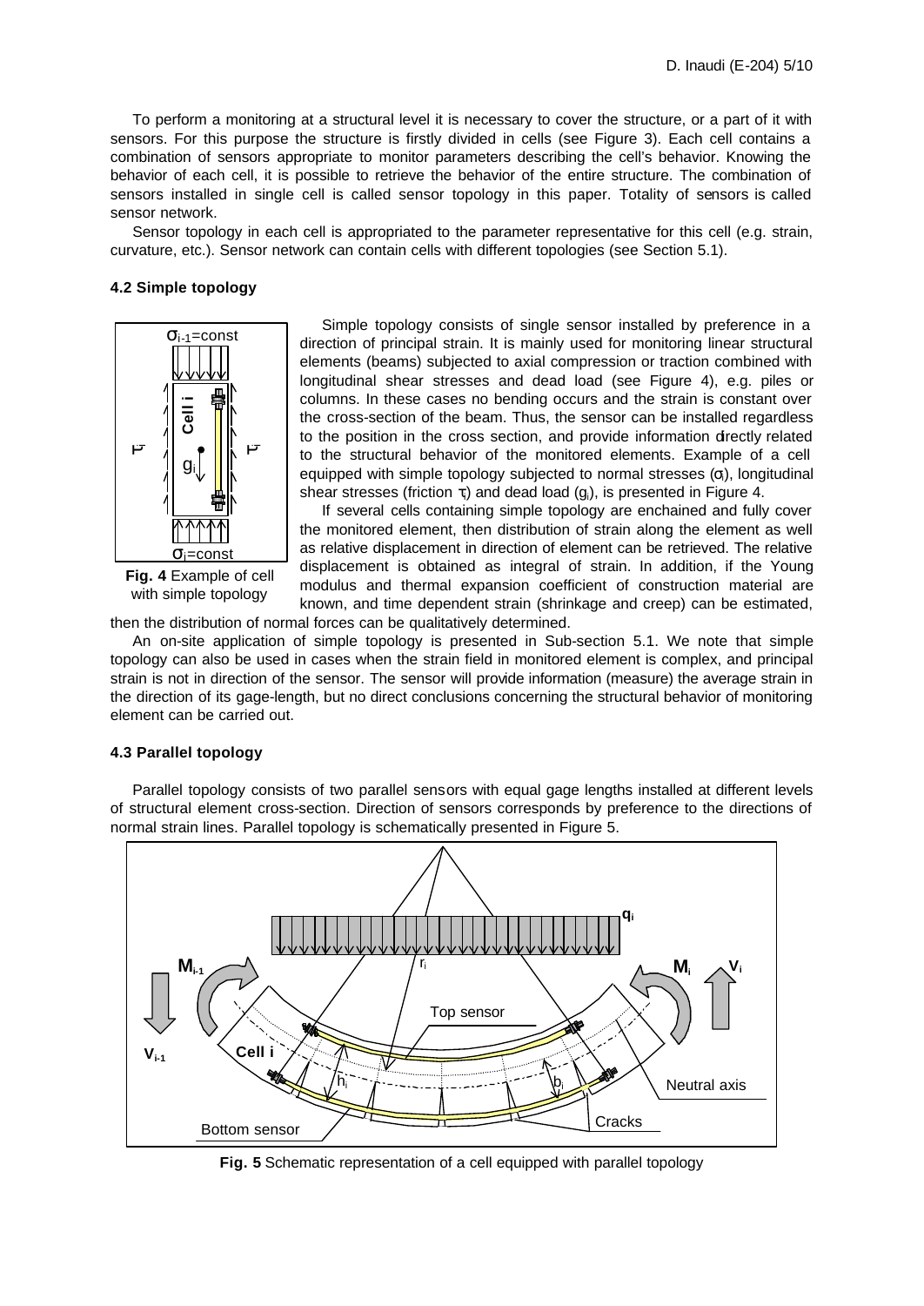To perform a monitoring at a structural level it is necessary to cover the structure, or a part of it with sensors. For this purpose the structure is firstly divided in cells (see Figure 3). Each cell contains a combination of sensors appropriate to monitor parameters describing the cell's behavior. Knowing the behavior of each cell, it is possible to retrieve the behavior of the entire structure. The combination of sensors installed in single cell is called sensor topology in this paper. Totality of sensors is called sensor network.

Sensor topology in each cell is appropriated to the parameter representative for this cell (e.g. strain, curvature, etc.). Sensor network can contain cells with different topologies (see Section 5.1).

### 4.2 Simple topology

Simple topology consists of single sensor installed by preference in a direction of principal strain. It is mainly used for monitoring linear structural elements (beams) subjected to axial compression or traction combined with longitudinal shear stresses and dead load (see Figure 4), e.g. piles or columns. In these cases no bending occurs and the strain is constant over the cross-section of the beam. Thus, the sensor can be installed regardless to the position in the cross section, and provide information directly related to the structural behavior of the monitored elements. Example of a cell equipped with simple topology subjected to normal stresses ($\sigma_i$), longitudinal shear stresses (friction $\tau_i$) and dead load ($g_i$), is presented in Figure 4.

**Fig. 4** Example of cell with simple topology

If several cells containing simple topology are enchained and fully cover the monitored element, then distribution of strain along the element as well as relative displacement in direction of element can be retrieved. The relative displacement is obtained as integral of strain. In addition, if the Young modulus and thermal expansion coefficient of construction material are known, and time dependent strain (shrinkage and creep) can be estimated, then the distribution of normal forces can be qualitatively determined.

An on-site application of simple topology is presented in Sub-section 5.1. We note that simple topology can also be used in cases when the strain field in monitored element is complex, and principal strain is not in direction of the sensor. The sensor will provide information (measure) the average strain in the direction of its gage-length, but no direct conclusions concerning the structural behavior of monitoring element can be carried out.

### 4.3 Parallel topology

Parallel topology consists of two parallel sensors with equal gage lengths installed at different levels of structural element cross-section. Direction of sensors corresponds by preference to the directions of normal strain lines. Parallel topology is schematically presented in Figure 5.

**Fig. 5** Schematic representation of a cell equipped with parallel topology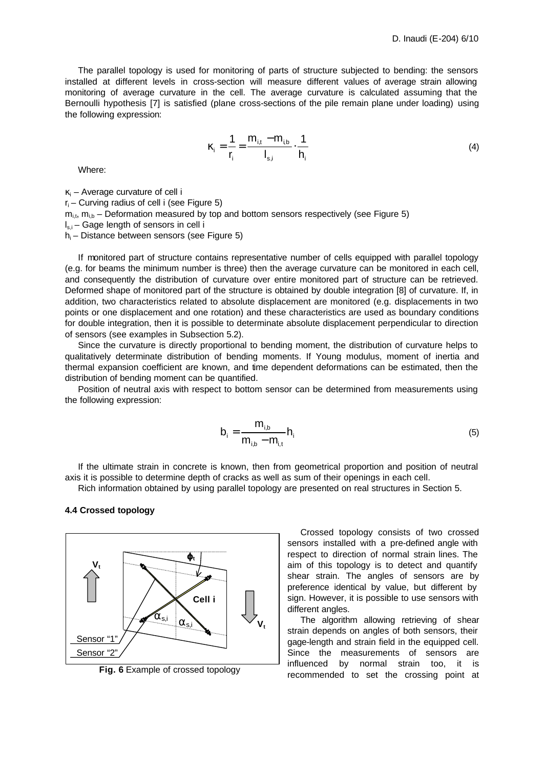The parallel topology is used for monitoring of parts of structure subjected to bending: the sensors installed at different levels in cross-section will measure different values of average strain allowing monitoring of average curvature in the cell. The average curvature is calculated assuming that the Bernoulli hypothesis [7] is satisfied (plane cross-sections of the pile remain plane under loading) using the following expression:

$$\kappa_i = \frac{1}{r_i} = \frac{m_{i,t} - m_{i,b}}{l_{s,i}} \cdot \frac{1}{h_i} \tag{4}$$

Where:

$\kappa_i$ – Average curvature of cell i
$r_i$ – Curving radius of cell i (see Figure 5)
$m_{i,t}$, $m_{i,b}$ – Deformation measured by top and bottom sensors respectively (see Figure 5)
$l_{s,i}$ – Gage length of sensors in cell i
$h_i$ – Distance between sensors (see Figure 5)

If monitored part of structure contains representative number of cells equipped with parallel topology (e.g. for beams the minimum number is three) then the average curvature can be monitored in each cell, and consequently the distribution of curvature over entire monitored part of structure can be retrieved. Deformed shape of monitored part of the structure is obtained by double integration [8] of curvature. If, in addition, two characteristics related to absolute displacement are monitored (e.g. displacements in two points or one displacement and one rotation) and these characteristics are used as boundary conditions for double integration, then it is possible to determinate absolute displacement perpendicular to direction of sensors (see examples in Subsection 5.2).

Since the curvature is directly proportional to bending moment, the distribution of curvature helps to qualitatively determinate distribution of bending moments. If Young modulus, moment of inertia and thermal expansion coefficient are known, and time dependent deformations can be estimated, then the distribution of bending moment can be quantified.

Position of neutral axis with respect to bottom sensor can be determined from measurements using the following expression:

$$b_i = \frac{m_{i,b}}{m_{i,b} - m_{i,t}} h_i \tag{5}$$

If the ultimate strain in concrete is known, then from geometrical proportion and position of neutral axis it is possible to determine depth of cracks as well as sum of their openings in each cell.

Rich information obtained by using parallel topology are presented on real structures in Section 5.

#### 4.4 Crossed topology

**Fig. 6** Example of crossed topology

Crossed topology consists of two crossed sensors installed with a pre-defined angle with respect to direction of normal strain lines. The aim of this topology is to detect and quantify shear strain. The angles of sensors are by preference identical by value, but different by sign. However, it is possible to use sensors with different angles.

The algorithm allowing retrieving of shear strain depends on angles of both sensors, their gage-length and strain field in the equipped cell. Since the measurements of sensors are influenced by normal strain too, it is recommended to set the crossing point at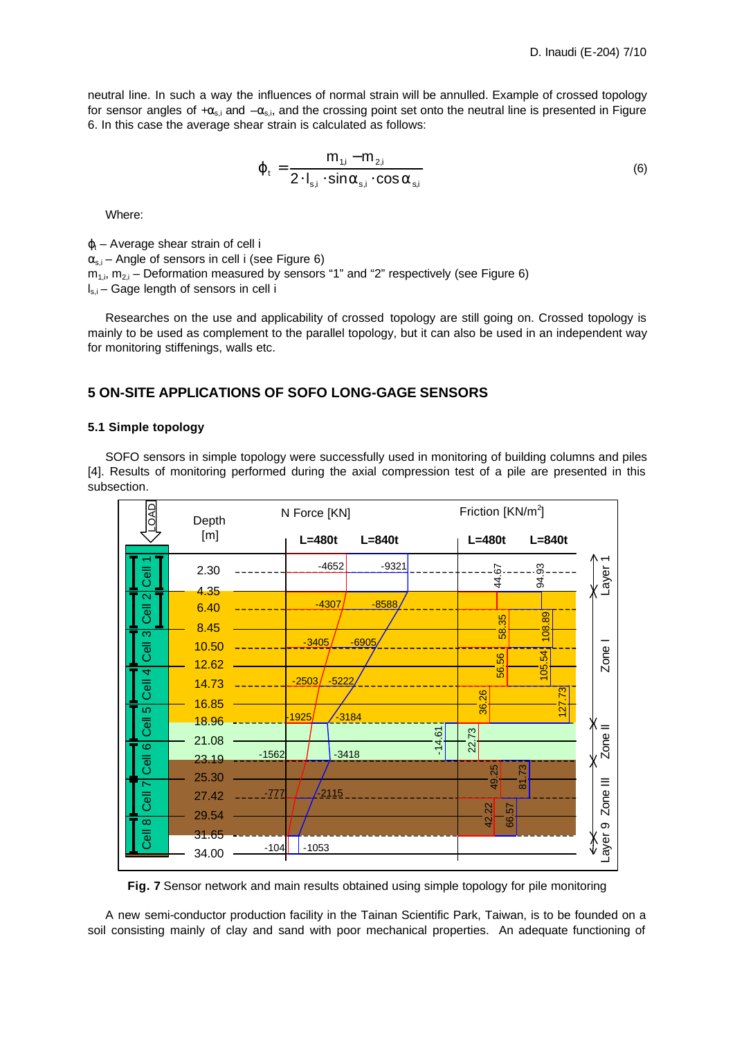neutral line. In such a way the influences of normal strain will be annulled. Example of crossed topology for sensor angles of $+\alpha_{s,i}$ and $-\alpha_{s,i}$, and the crossing point set onto the neutral line is presented in Figure 6. In this case the average shear strain is calculated as follows:

$$\varphi_t = \frac{m_{1,i} - m_{2,i}}{2 \cdot l_{s,i} \cdot \sin\alpha_{s,i} \cdot \cos\alpha_{s,i}} \tag{6}$$

Where:

$\varphi_t$ – Average shear strain of cell i
$\alpha_{s,i}$ – Angle of sensors in cell i (see Figure 6)
$m_{1,i}$, $m_{2,i}$ – Deformation measured by sensors "1" and "2" respectively (see Figure 6)
$l_{s,i}$ – Gage length of sensors in cell i

Researches on the use and applicability of crossed topology are still going on. Crossed topology is mainly to be used as complement to the parallel topology, but it can also be used in an independent way for monitoring stiffenings, walls etc.

## 5 ON-SITE APPLICATIONS OF SOFO LONG-GAGE SENSORS

### 5.1 Simple topology

SOFO sensors in simple topology were successfully used in monitoring of building columns and piles [4]. Results of monitoring performed during the axial compression test of a pile are presented in this subsection.

**Fig. 7** Sensor network and main results obtained using simple topology for pile monitoring

A new semi-conductor production facility in the Tainan Scientific Park, Taiwan, is to be founded on a soil consisting mainly of clay and sand with poor mechanical properties. An adequate functioning of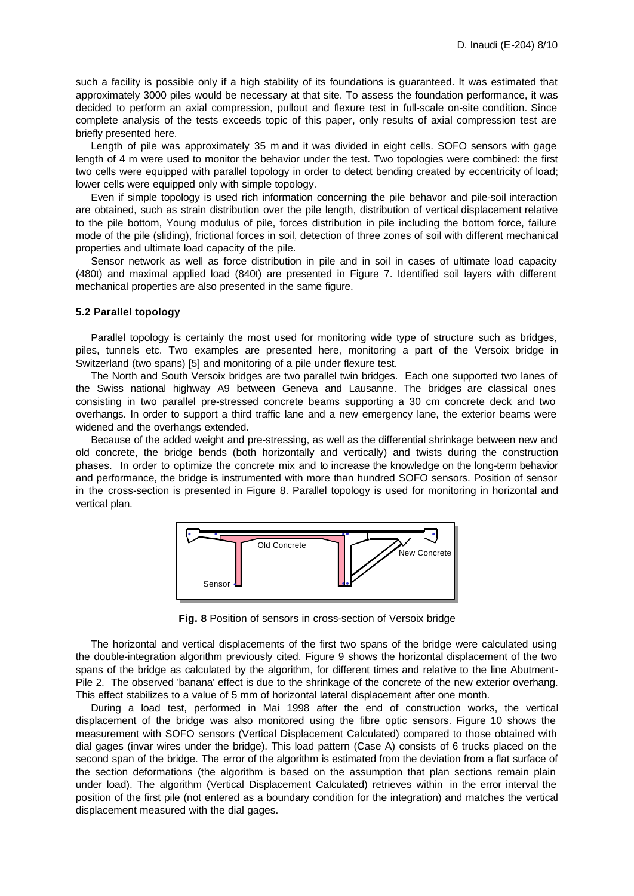such a facility is possible only if a high stability of its foundations is guaranteed. It was estimated that approximately 3000 piles would be necessary at that site. To assess the foundation performance, it was decided to perform an axial compression, pullout and flexure test in full-scale on-site condition. Since complete analysis of the tests exceeds topic of this paper, only results of axial compression test are briefly presented here.

Length of pile was approximately 35 m and it was divided in eight cells. SOFO sensors with gage length of 4 m were used to monitor the behavior under the test. Two topologies were combined: the first two cells were equipped with parallel topology in order to detect bending created by eccentricity of load; lower cells were equipped only with simple topology.

Even if simple topology is used rich information concerning the pile behavor and pile-soil interaction are obtained, such as strain distribution over the pile length, distribution of vertical displacement relative to the pile bottom, Young modulus of pile, forces distribution in pile including the bottom force, failure mode of the pile (sliding), frictional forces in soil, detection of three zones of soil with different mechanical properties and ultimate load capacity of the pile.

Sensor network as well as force distribution in pile and in soil in cases of ultimate load capacity (480t) and maximal applied load (840t) are presented in Figure 7. Identified soil layers with different mechanical properties are also presented in the same figure.

### 5.2 Parallel topology

Parallel topology is certainly the most used for monitoring wide type of structure such as bridges, piles, tunnels etc. Two examples are presented here, monitoring a part of the Versoix bridge in Switzerland (two spans) [5] and monitoring of a pile under flexure test.

The North and South Versoix bridges are two parallel twin bridges. Each one supported two lanes of the Swiss national highway A9 between Geneva and Lausanne. The bridges are classical ones consisting in two parallel pre-stressed concrete beams supporting a 30 cm concrete deck and two overhangs. In order to support a third traffic lane and a new emergency lane, the exterior beams were widened and the overhangs extended.

Because of the added weight and pre-stressing, as well as the differential shrinkage between new and old concrete, the bridge bends (both horizontally and vertically) and twists during the construction phases. In order to optimize the concrete mix and to increase the knowledge on the long-term behavior and performance, the bridge is instrumented with more than hundred SOFO sensors. Position of sensor in the cross-section is presented in Figure 8. Parallel topology is used for monitoring in horizontal and vertical plan.

Old Concrete

New Concrete

Sensor

**Fig. 8** Position of sensors in cross-section of Versoix bridge

The horizontal and vertical displacements of the first two spans of the bridge were calculated using the double-integration algorithm previously cited. Figure 9 shows the horizontal displacement of the two spans of the bridge as calculated by the algorithm, for different times and relative to the line Abutment-Pile 2. The observed 'banana' effect is due to the shrinkage of the concrete of the new exterior overhang. This effect stabilizes to a value of 5 mm of horizontal lateral displacement after one month.

During a load test, performed in Mai 1998 after the end of construction works, the vertical displacement of the bridge was also monitored using the fibre optic sensors. Figure 10 shows the measurement with SOFO sensors (Vertical Displacement Calculated) compared to those obtained with dial gages (invar wires under the bridge). This load pattern (Case A) consists of 6 trucks placed on the second span of the bridge. The error of the algorithm is estimated from the deviation from a flat surface of the section deformations (the algorithm is based on the assumption that plan sections remain plain under load). The algorithm (Vertical Displacement Calculated) retrieves within in the error interval the position of the first pile (not entered as a boundary condition for the integration) and matches the vertical displacement measured with the dial gages.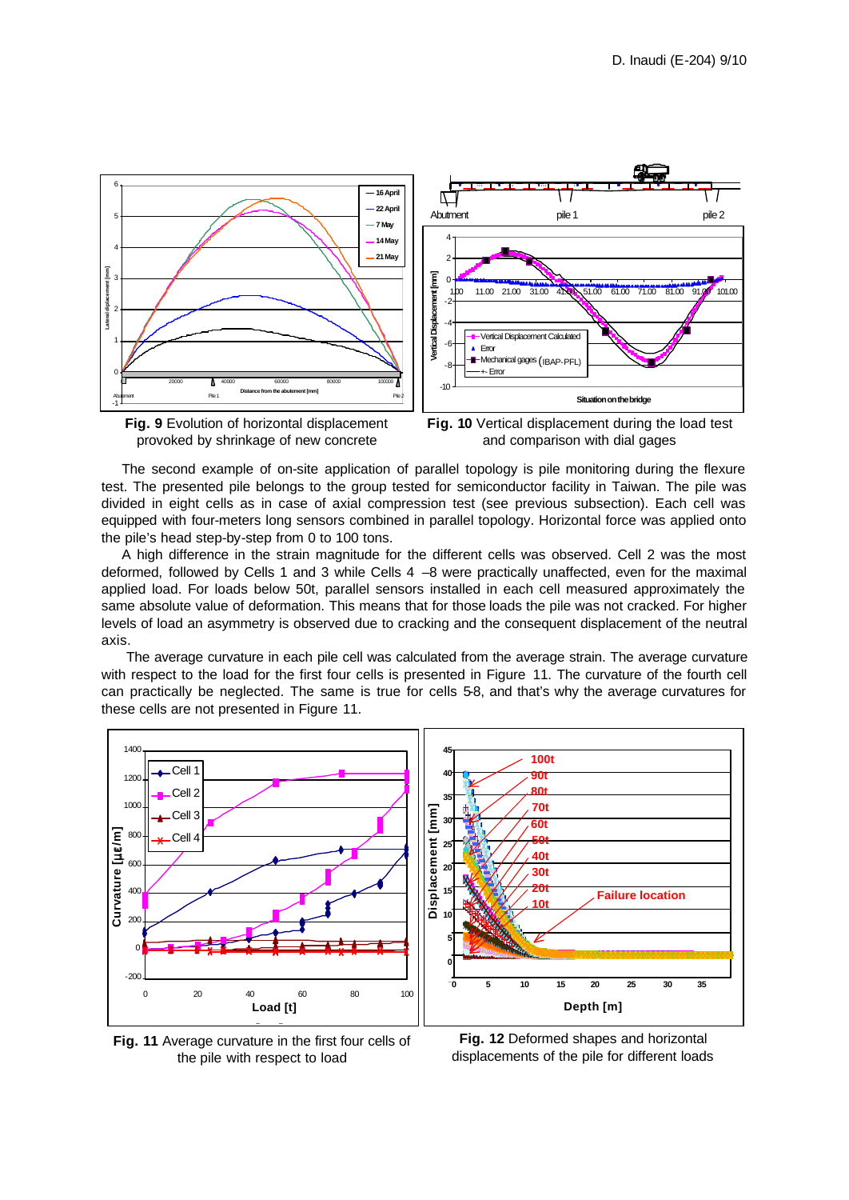**Fig. 9** Evolution of horizontal displacement provoked by shrinkage of new concrete

**Fig. 10** Vertical displacement during the load test and comparison with dial gages

The second example of on-site application of parallel topology is pile monitoring during the flexure test. The presented pile belongs to the group tested for semiconductor facility in Taiwan. The pile was divided in eight cells as in case of axial compression test (see previous subsection). Each cell was equipped with four-meters long sensors combined in parallel topology. Horizontal force was applied onto the pile's head step-by-step from 0 to 100 tons.

A high difference in the strain magnitude for the different cells was observed. Cell 2 was the most deformed, followed by Cells 1 and 3 while Cells 4 –8 were practically unaffected, even for the maximal applied load. For loads below 50t, parallel sensors installed in each cell measured approximately the same absolute value of deformation. This means that for those loads the pile was not cracked. For higher levels of load an asymmetry is observed due to cracking and the consequent displacement of the neutral axis.

The average curvature in each pile cell was calculated from the average strain. The average curvature with respect to the load for the first four cells is presented in Figure 11. The curvature of the fourth cell can practically be neglected. The same is true for cells 5-8, and that's why the average curvatures for these cells are not presented in Figure 11.

**Fig. 11** Average curvature in the first four cells of the pile with respect to load

**Fig. 12** Deformed shapes and horizontal displacements of the pile for different loads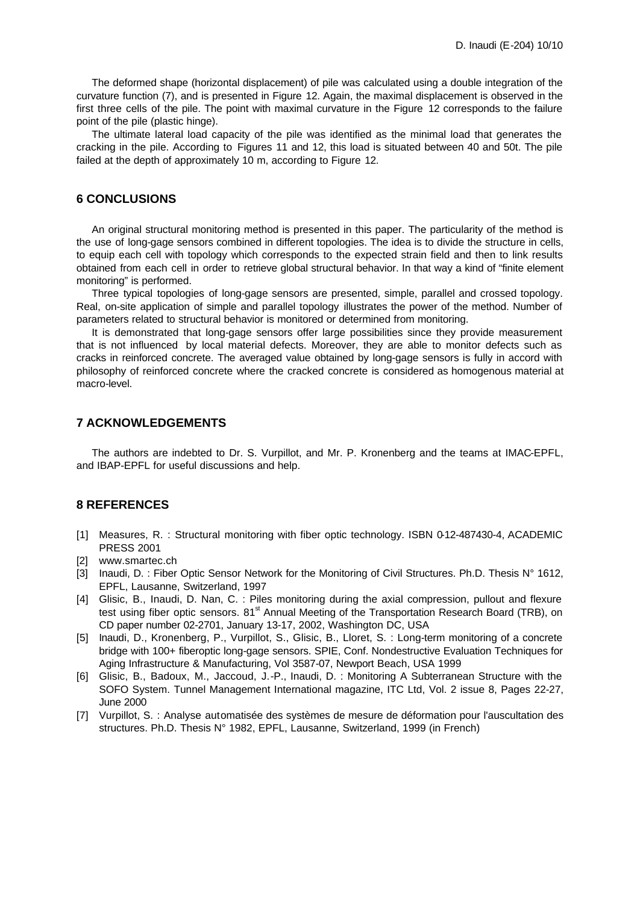The deformed shape (horizontal displacement) of pile was calculated using a double integration of the curvature function (7), and is presented in Figure 12. Again, the maximal displacement is observed in the first three cells of the pile. The point with maximal curvature in the Figure 12 corresponds to the failure point of the pile (plastic hinge).

The ultimate lateral load capacity of the pile was identified as the minimal load that generates the cracking in the pile. According to Figures 11 and 12, this load is situated between 40 and 50t. The pile failed at the depth of approximately 10 m, according to Figure 12.

## 6 CONCLUSIONS

An original structural monitoring method is presented in this paper. The particularity of the method is the use of long-gage sensors combined in different topologies. The idea is to divide the structure in cells, to equip each cell with topology which corresponds to the expected strain field and then to link results obtained from each cell in order to retrieve global structural behavior. In that way a kind of "finite element monitoring" is performed.

Three typical topologies of long-gage sensors are presented, simple, parallel and crossed topology. Real, on-site application of simple and parallel topology illustrates the power of the method. Number of parameters related to structural behavior is monitored or determined from monitoring.

It is demonstrated that long-gage sensors offer large possibilities since they provide measurement that is not influenced by local material defects. Moreover, they are able to monitor defects such as cracks in reinforced concrete. The averaged value obtained by long-gage sensors is fully in accord with philosophy of reinforced concrete where the cracked concrete is considered as homogenous material at macro-level.

## 7 ACKNOWLEDGEMENTS

The authors are indebted to Dr. S. Vurpillot, and Mr. P. Kronenberg and the teams at IMAC-EPFL, and IBAP-EPFL for useful discussions and help.

## 8 REFERENCES

[1] Measures, R. : Structural monitoring with fiber optic technology. ISBN 0-12-487430-4, ACADEMIC PRESS 2001

[2] www.smartec.ch

[3] Inaudi, D. : Fiber Optic Sensor Network for the Monitoring of Civil Structures. Ph.D. Thesis N° 1612, EPFL, Lausanne, Switzerland, 1997

[4] Glisic, B., Inaudi, D. Nan, C. : Piles monitoring during the axial compression, pullout and flexure test using fiber optic sensors. 81st Annual Meeting of the Transportation Research Board (TRB), on CD paper number 02-2701, January 13-17, 2002, Washington DC, USA

[5] Inaudi, D., Kronenberg, P., Vurpillot, S., Glisic, B., Lloret, S. : Long-term monitoring of a concrete bridge with 100+ fiberoptic long-gage sensors. SPIE, Conf. Nondestructive Evaluation Techniques for Aging Infrastructure & Manufacturing, Vol 3587-07, Newport Beach, USA 1999

[6] Glisic, B., Badoux, M., Jaccoud, J.-P., Inaudi, D. : Monitoring A Subterranean Structure with the SOFO System. Tunnel Management International magazine, ITC Ltd, Vol. 2 issue 8, Pages 22-27, June 2000

[7] Vurpillot, S. : Analyse automatisée des systèmes de mesure de déformation pour l'auscultation des structures. Ph.D. Thesis N° 1982, EPFL, Lausanne, Switzerland, 1999 (in French)